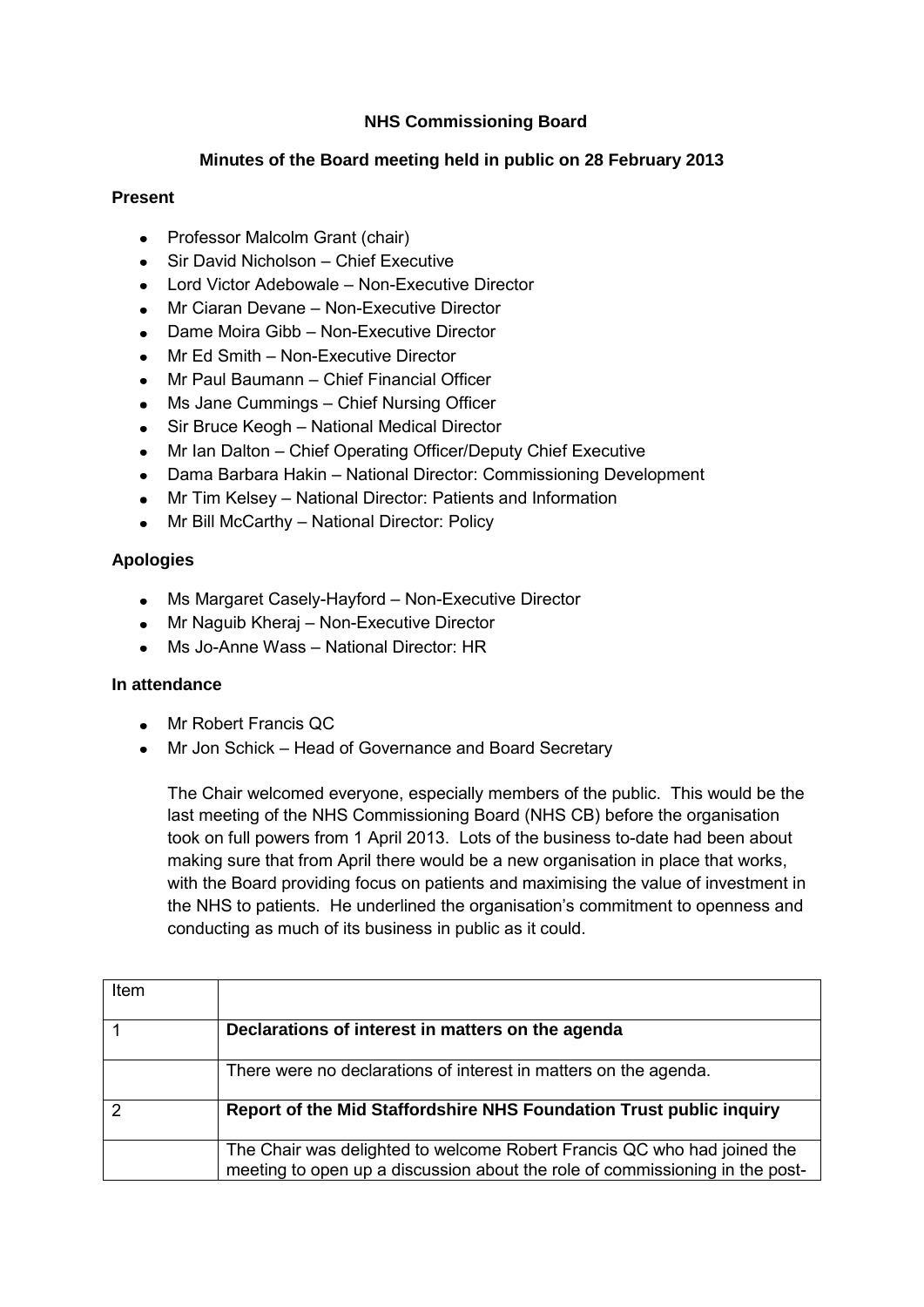**NHS Commissioning Board**

**Minutes of the Board meeting held in public on 28 February 2013**

**Present**

- Professor Malcolm Grant (chair)
- Sir David Nicholson – Chief Executive
- Lord Victor Adebowale – Non-Executive Director
- Mr Ciaran Devane – Non-Executive Director
- Dame Moira Gibb – Non-Executive Director
- Mr Ed Smith – Non-Executive Director
- Mr Paul Baumann – Chief Financial Officer
- Ms Jane Cummings – Chief Nursing Officer
- Sir Bruce Keogh – National Medical Director
- Mr Ian Dalton – Chief Operating Officer/Deputy Chief Executive
- Dama Barbara Hakin – National Director: Commissioning Development
- Mr Tim Kelsey – National Director: Patients and Information
- Mr Bill McCarthy – National Director: Policy

**Apologies**

- Ms Margaret Casely-Hayford – Non-Executive Director
- Mr Naguib Kheraj – Non-Executive Director
- Ms Jo-Anne Wass – National Director: HR

**In attendance**

- Mr Robert Francis QC
- Mr Jon Schick – Head of Governance and Board Secretary

The Chair welcomed everyone, especially members of the public. This would be the last meeting of the NHS Commissioning Board (NHS CB) before the organisation took on full powers from 1 April 2013. Lots of the business to-date had been about making sure that from April there would be a new organisation in place that works, with the Board providing focus on patients and maximising the value of investment in the NHS to patients. He underlined the organisation's commitment to openness and conducting as much of its business in public as it could.

| Item | |
|---|---|
| 1 | **Declarations of interest in matters on the agenda** |
| | There were no declarations of interest in matters on the agenda. |
| 2 | **Report of the Mid Staffordshire NHS Foundation Trust public inquiry** |
| | The Chair was delighted to welcome Robert Francis QC who had joined the meeting to open up a discussion about the role of commissioning in the post- |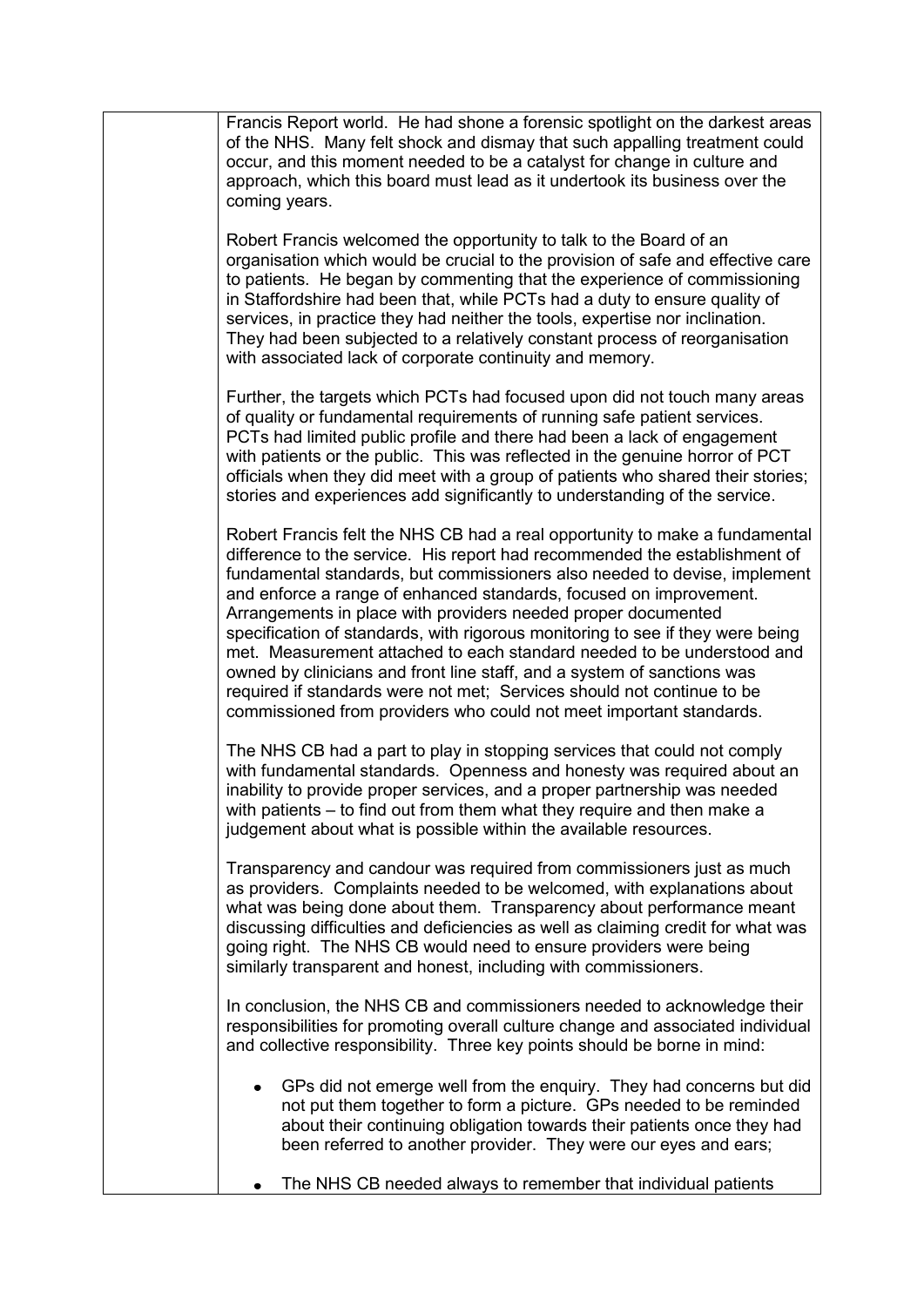Francis Report world. He had shone a forensic spotlight on the darkest areas of the NHS. Many felt shock and dismay that such appalling treatment could occur, and this moment needed to be a catalyst for change in culture and approach, which this board must lead as it undertook its business over the coming years.

Robert Francis welcomed the opportunity to talk to the Board of an organisation which would be crucial to the provision of safe and effective care to patients. He began by commenting that the experience of commissioning in Staffordshire had been that, while PCTs had a duty to ensure quality of services, in practice they had neither the tools, expertise nor inclination. They had been subjected to a relatively constant process of reorganisation with associated lack of corporate continuity and memory.

Further, the targets which PCTs had focused upon did not touch many areas of quality or fundamental requirements of running safe patient services. PCTs had limited public profile and there had been a lack of engagement with patients or the public. This was reflected in the genuine horror of PCT officials when they did meet with a group of patients who shared their stories; stories and experiences add significantly to understanding of the service.

Robert Francis felt the NHS CB had a real opportunity to make a fundamental difference to the service. His report had recommended the establishment of fundamental standards, but commissioners also needed to devise, implement and enforce a range of enhanced standards, focused on improvement. Arrangements in place with providers needed proper documented specification of standards, with rigorous monitoring to see if they were being met. Measurement attached to each standard needed to be understood and owned by clinicians and front line staff, and a system of sanctions was required if standards were not met; Services should not continue to be commissioned from providers who could not meet important standards.

The NHS CB had a part to play in stopping services that could not comply with fundamental standards. Openness and honesty was required about an inability to provide proper services, and a proper partnership was needed with patients – to find out from them what they require and then make a judgement about what is possible within the available resources.

Transparency and candour was required from commissioners just as much as providers. Complaints needed to be welcomed, with explanations about what was being done about them. Transparency about performance meant discussing difficulties and deficiencies as well as claiming credit for what was going right. The NHS CB would need to ensure providers were being similarly transparent and honest, including with commissioners.

In conclusion, the NHS CB and commissioners needed to acknowledge their responsibilities for promoting overall culture change and associated individual and collective responsibility. Three key points should be borne in mind:

- GPs did not emerge well from the enquiry. They had concerns but did not put them together to form a picture. GPs needed to be reminded about their continuing obligation towards their patients once they had been referred to another provider. They were our eyes and ears;
- The NHS CB needed always to remember that individual patients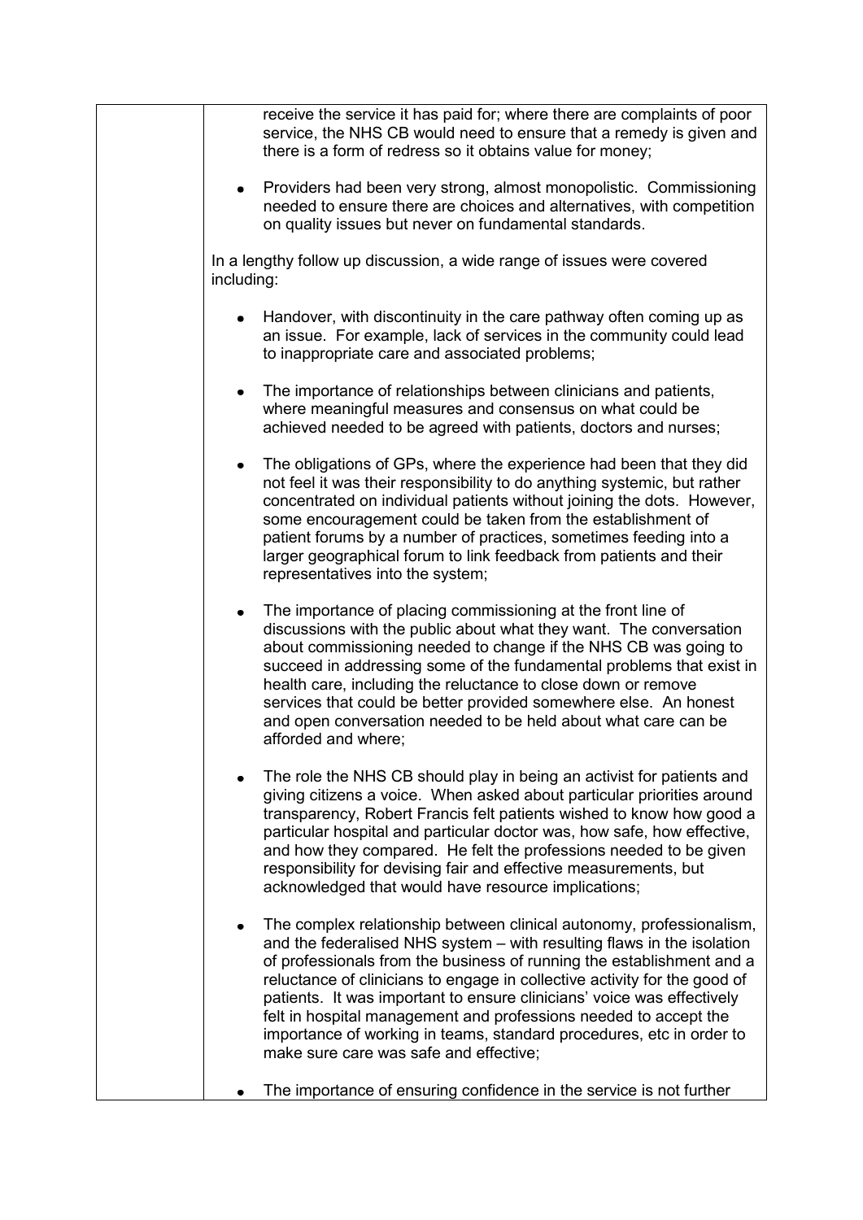receive the service it has paid for; where there are complaints of poor service, the NHS CB would need to ensure that a remedy is given and there is a form of redress so it obtains value for money;

- Providers had been very strong, almost monopolistic. Commissioning needed to ensure there are choices and alternatives, with competition on quality issues but never on fundamental standards.

In a lengthy follow up discussion, a wide range of issues were covered including:

- Handover, with discontinuity in the care pathway often coming up as an issue. For example, lack of services in the community could lead to inappropriate care and associated problems;

- The importance of relationships between clinicians and patients, where meaningful measures and consensus on what could be achieved needed to be agreed with patients, doctors and nurses;

- The obligations of GPs, where the experience had been that they did not feel it was their responsibility to do anything systemic, but rather concentrated on individual patients without joining the dots. However, some encouragement could be taken from the establishment of patient forums by a number of practices, sometimes feeding into a larger geographical forum to link feedback from patients and their representatives into the system;

- The importance of placing commissioning at the front line of discussions with the public about what they want. The conversation about commissioning needed to change if the NHS CB was going to succeed in addressing some of the fundamental problems that exist in health care, including the reluctance to close down or remove services that could be better provided somewhere else. An honest and open conversation needed to be held about what care can be afforded and where;

- The role the NHS CB should play in being an activist for patients and giving citizens a voice. When asked about particular priorities around transparency, Robert Francis felt patients wished to know how good a particular hospital and particular doctor was, how safe, how effective, and how they compared. He felt the professions needed to be given responsibility for devising fair and effective measurements, but acknowledged that would have resource implications;

- The complex relationship between clinical autonomy, professionalism, and the federalised NHS system – with resulting flaws in the isolation of professionals from the business of running the establishment and a reluctance of clinicians to engage in collective activity for the good of patients. It was important to ensure clinicians' voice was effectively felt in hospital management and professions needed to accept the importance of working in teams, standard procedures, etc in order to make sure care was safe and effective;

- The importance of ensuring confidence in the service is not further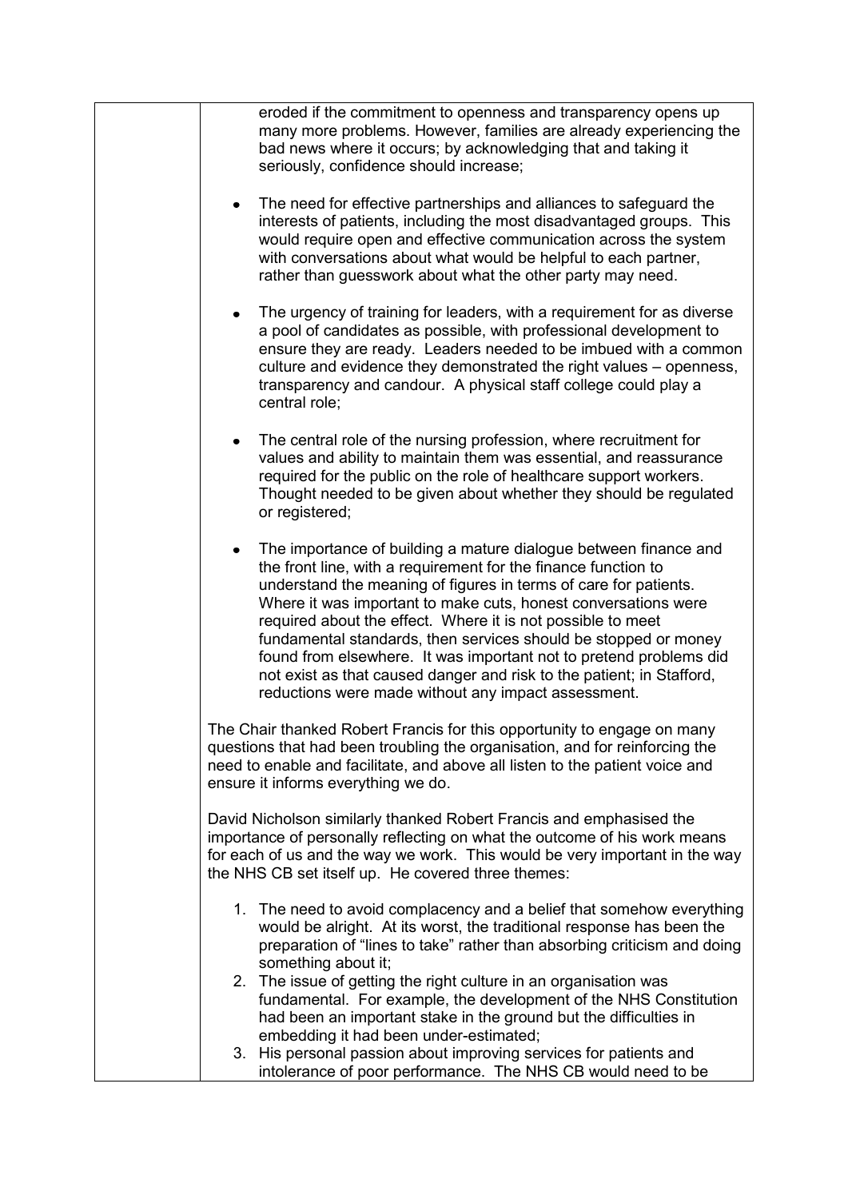eroded if the commitment to openness and transparency opens up many more problems. However, families are already experiencing the bad news where it occurs; by acknowledging that and taking it seriously, confidence should increase;

- The need for effective partnerships and alliances to safeguard the interests of patients, including the most disadvantaged groups. This would require open and effective communication across the system with conversations about what would be helpful to each partner, rather than guesswork about what the other party may need.

- The urgency of training for leaders, with a requirement for as diverse a pool of candidates as possible, with professional development to ensure they are ready. Leaders needed to be imbued with a common culture and evidence they demonstrated the right values – openness, transparency and candour. A physical staff college could play a central role;

- The central role of the nursing profession, where recruitment for values and ability to maintain them was essential, and reassurance required for the public on the role of healthcare support workers. Thought needed to be given about whether they should be regulated or registered;

- The importance of building a mature dialogue between finance and the front line, with a requirement for the finance function to understand the meaning of figures in terms of care for patients. Where it was important to make cuts, honest conversations were required about the effect. Where it is not possible to meet fundamental standards, then services should be stopped or money found from elsewhere. It was important not to pretend problems did not exist as that caused danger and risk to the patient; in Stafford, reductions were made without any impact assessment.

The Chair thanked Robert Francis for this opportunity to engage on many questions that had been troubling the organisation, and for reinforcing the need to enable and facilitate, and above all listen to the patient voice and ensure it informs everything we do.

David Nicholson similarly thanked Robert Francis and emphasised the importance of personally reflecting on what the outcome of his work means for each of us and the way we work. This would be very important in the way the NHS CB set itself up. He covered three themes:

1. The need to avoid complacency and a belief that somehow everything would be alright. At its worst, the traditional response has been the preparation of "lines to take" rather than absorbing criticism and doing something about it;
2. The issue of getting the right culture in an organisation was fundamental. For example, the development of the NHS Constitution had been an important stake in the ground but the difficulties in embedding it had been under-estimated;
3. His personal passion about improving services for patients and intolerance of poor performance. The NHS CB would need to be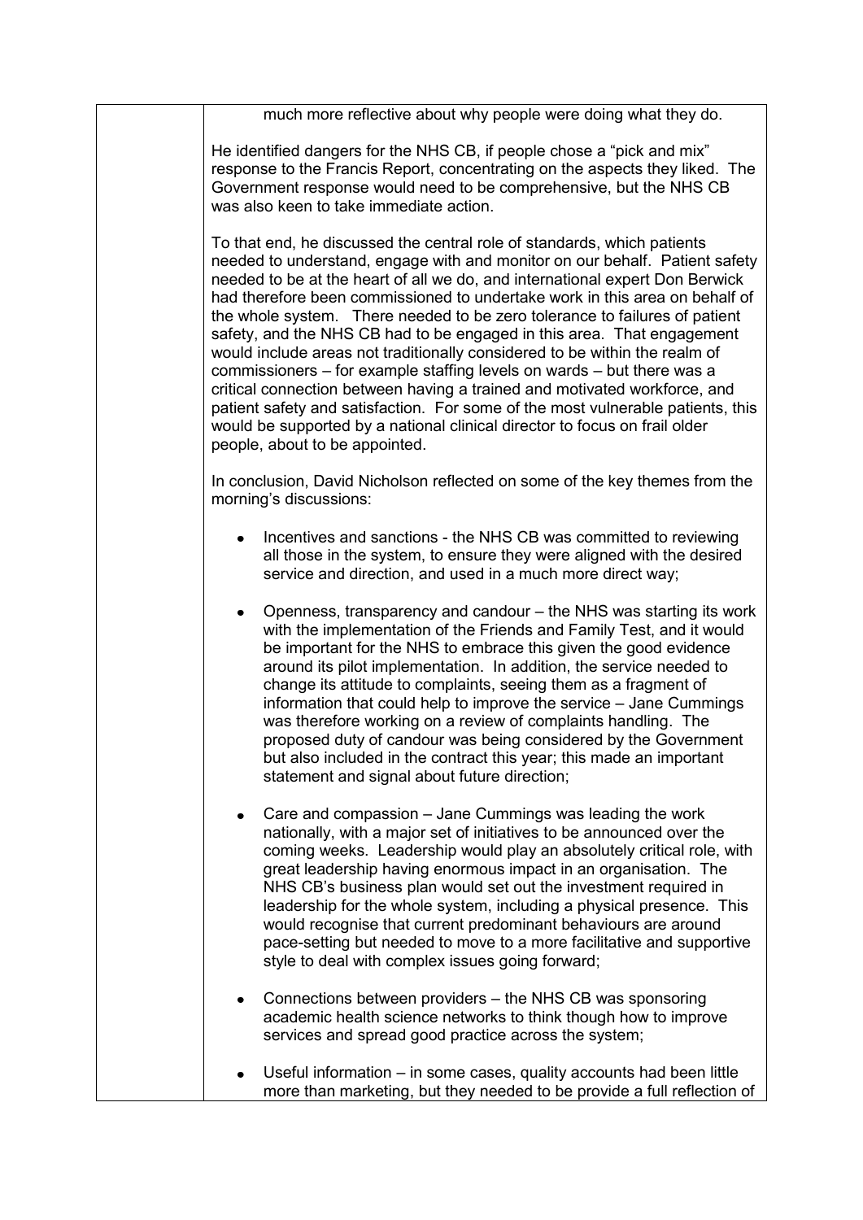much more reflective about why people were doing what they do.

He identified dangers for the NHS CB, if people chose a "pick and mix" response to the Francis Report, concentrating on the aspects they liked. The Government response would need to be comprehensive, but the NHS CB was also keen to take immediate action.

To that end, he discussed the central role of standards, which patients needed to understand, engage with and monitor on our behalf. Patient safety needed to be at the heart of all we do, and international expert Don Berwick had therefore been commissioned to undertake work in this area on behalf of the whole system. There needed to be zero tolerance to failures of patient safety, and the NHS CB had to be engaged in this area. That engagement would include areas not traditionally considered to be within the realm of commissioners – for example staffing levels on wards – but there was a critical connection between having a trained and motivated workforce, and patient safety and satisfaction. For some of the most vulnerable patients, this would be supported by a national clinical director to focus on frail older people, about to be appointed.

In conclusion, David Nicholson reflected on some of the key themes from the morning's discussions:

- Incentives and sanctions - the NHS CB was committed to reviewing all those in the system, to ensure they were aligned with the desired service and direction, and used in a much more direct way;

- Openness, transparency and candour – the NHS was starting its work with the implementation of the Friends and Family Test, and it would be important for the NHS to embrace this given the good evidence around its pilot implementation. In addition, the service needed to change its attitude to complaints, seeing them as a fragment of information that could help to improve the service – Jane Cummings was therefore working on a review of complaints handling. The proposed duty of candour was being considered by the Government but also included in the contract this year; this made an important statement and signal about future direction;

- Care and compassion – Jane Cummings was leading the work nationally, with a major set of initiatives to be announced over the coming weeks. Leadership would play an absolutely critical role, with great leadership having enormous impact in an organisation. The NHS CB's business plan would set out the investment required in leadership for the whole system, including a physical presence. This would recognise that current predominant behaviours are around pace-setting but needed to move to a more facilitative and supportive style to deal with complex issues going forward;

- Connections between providers – the NHS CB was sponsoring academic health science networks to think though how to improve services and spread good practice across the system;

- Useful information – in some cases, quality accounts had been little more than marketing, but they needed to be provide a full reflection of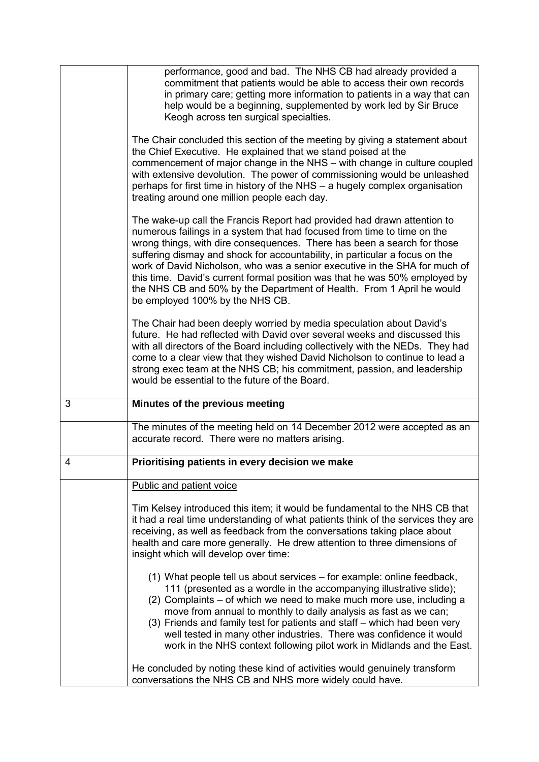| | |
|---|---|
| | performance, good and bad. The NHS CB had already provided a commitment that patients would be able to access their own records in primary care; getting more information to patients in a way that can help would be a beginning, supplemented by work led by Sir Bruce Keogh across ten surgical specialties.<br><br>The Chair concluded this section of the meeting by giving a statement about the Chief Executive. He explained that we stand poised at the commencement of major change in the NHS – with change in culture coupled with extensive devolution. The power of commissioning would be unleashed perhaps for first time in history of the NHS – a hugely complex organisation treating around one million people each day.<br><br>The wake-up call the Francis Report had provided had drawn attention to numerous failings in a system that had focused from time to time on the wrong things, with dire consequences. There has been a search for those suffering dismay and shock for accountability, in particular a focus on the work of David Nicholson, who was a senior executive in the SHA for much of this time. David's current formal position was that he was 50% employed by the NHS CB and 50% by the Department of Health. From 1 April he would be employed 100% by the NHS CB.<br><br>The Chair had been deeply worried by media speculation about David's future. He had reflected with David over several weeks and discussed this with all directors of the Board including collectively with the NEDs. They had come to a clear view that they wished David Nicholson to continue to lead a strong exec team at the NHS CB; his commitment, passion, and leadership would be essential to the future of the Board. |
| 3 | **Minutes of the previous meeting** |
| | The minutes of the meeting held on 14 December 2012 were accepted as an accurate record. There were no matters arising. |
| 4 | **Prioritising patients in every decision we make** |
| | Public and patient voice<br><br>Tim Kelsey introduced this item; it would be fundamental to the NHS CB that it had a real time understanding of what patients think of the services they are receiving, as well as feedback from the conversations taking place about health and care more generally. He drew attention to three dimensions of insight which will develop over time:<br><br>(1) What people tell us about services – for example: online feedback, 111 (presented as a wordle in the accompanying illustrative slide);<br>(2) Complaints – of which we need to make much more use, including a move from annual to monthly to daily analysis as fast as we can;<br>(3) Friends and family test for patients and staff – which had been very well tested in many other industries. There was confidence it would work in the NHS context following pilot work in Midlands and the East.<br><br>He concluded by noting these kind of activities would genuinely transform conversations the NHS CB and NHS more widely could have. |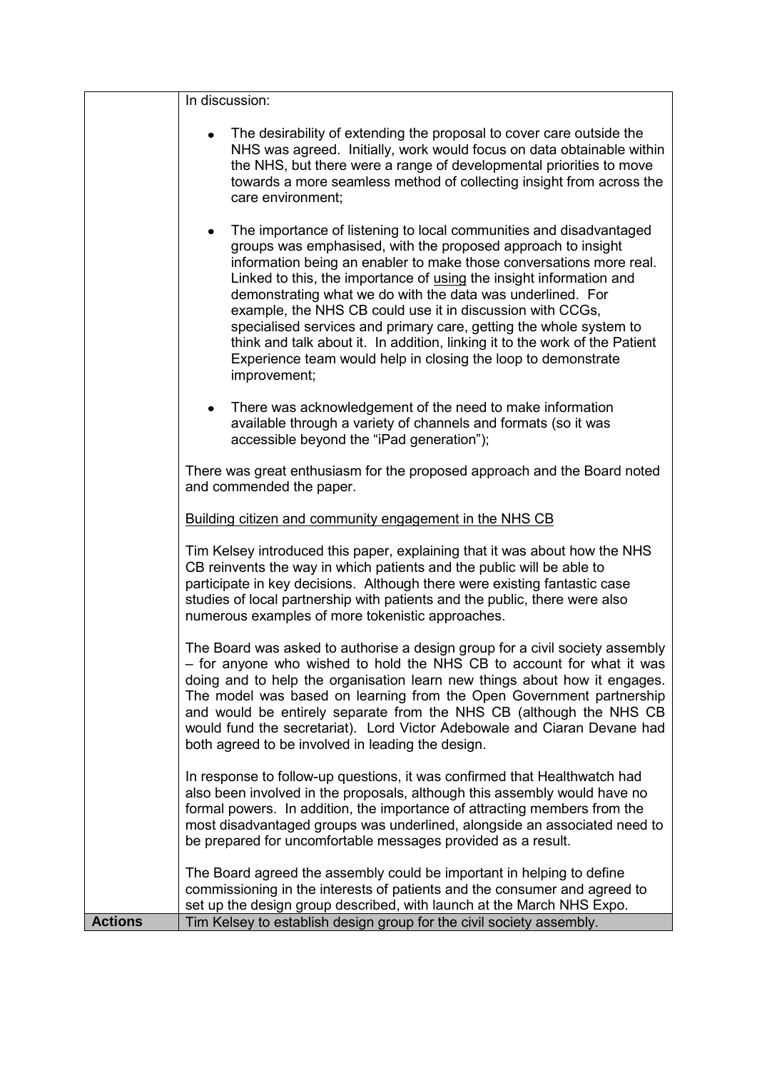| | |
|---|---|
| | In discussion:<br><br>• The desirability of extending the proposal to cover care outside the NHS was agreed. Initially, work would focus on data obtainable within the NHS, but there were a range of developmental priorities to move towards a more seamless method of collecting insight from across the care environment;<br><br>• The importance of listening to local communities and disadvantaged groups was emphasised, with the proposed approach to insight information being an enabler to make those conversations more real. Linked to this, the importance of <u>using</u> the insight information and demonstrating what we do with the data was underlined. For example, the NHS CB could use it in discussion with CCGs, specialised services and primary care, getting the whole system to think and talk about it. In addition, linking it to the work of the Patient Experience team would help in closing the loop to demonstrate improvement;<br><br>• There was acknowledgement of the need to make information available through a variety of channels and formats (so it was accessible beyond the "iPad generation");<br><br>There was great enthusiasm for the proposed approach and the Board noted and commended the paper.<br><br><u>Building citizen and community engagement in the NHS CB</u><br><br>Tim Kelsey introduced this paper, explaining that it was about how the NHS CB reinvents the way in which patients and the public will be able to participate in key decisions. Although there were existing fantastic case studies of local partnership with patients and the public, there were also numerous examples of more tokenistic approaches.<br><br>The Board was asked to authorise a design group for a civil society assembly – for anyone who wished to hold the NHS CB to account for what it was doing and to help the organisation learn new things about how it engages. The model was based on learning from the Open Government partnership and would be entirely separate from the NHS CB (although the NHS CB would fund the secretariat). Lord Victor Adebowale and Ciaran Devane had both agreed to be involved in leading the design.<br><br>In response to follow-up questions, it was confirmed that Healthwatch had also been involved in the proposals, although this assembly would have no formal powers. In addition, the importance of attracting members from the most disadvantaged groups was underlined, alongside an associated need to be prepared for uncomfortable messages provided as a result.<br><br>The Board agreed the assembly could be important in helping to define commissioning in the interests of patients and the consumer and agreed to set up the design group described, with launch at the March NHS Expo. |
| **Actions** | Tim Kelsey to establish design group for the civil society assembly. |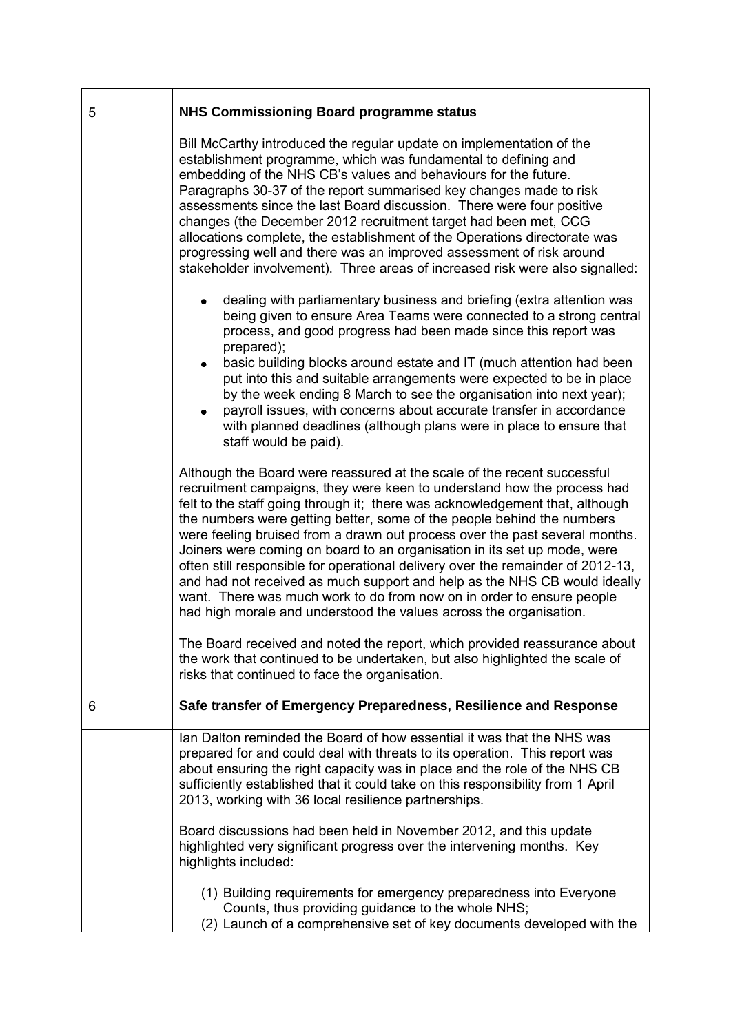| 5 | **NHS Commissioning Board programme status** |
|---|---|
| | Bill McCarthy introduced the regular update on implementation of the establishment programme, which was fundamental to defining and embedding of the NHS CB's values and behaviours for the future. Paragraphs 30-37 of the report summarised key changes made to risk assessments since the last Board discussion. There were four positive changes (the December 2012 recruitment target had been met, CCG allocations complete, the establishment of the Operations directorate was progressing well and there was an improved assessment of risk around stakeholder involvement). Three areas of increased risk were also signalled:<br><br>• dealing with parliamentary business and briefing (extra attention was being given to ensure Area Teams were connected to a strong central process, and good progress had been made since this report was prepared);<br>• basic building blocks around estate and IT (much attention had been put into this and suitable arrangements were expected to be in place by the week ending 8 March to see the organisation into next year);<br>• payroll issues, with concerns about accurate transfer in accordance with planned deadlines (although plans were in place to ensure that staff would be paid).<br><br>Although the Board were reassured at the scale of the recent successful recruitment campaigns, they were keen to understand how the process had felt to the staff going through it; there was acknowledgement that, although the numbers were getting better, some of the people behind the numbers were feeling bruised from a drawn out process over the past several months. Joiners were coming on board to an organisation in its set up mode, were often still responsible for operational delivery over the remainder of 2012-13, and had not received as much support and help as the NHS CB would ideally want. There was much work to do from now on in order to ensure people had high morale and understood the values across the organisation.<br><br>The Board received and noted the report, which provided reassurance about the work that continued to be undertaken, but also highlighted the scale of risks that continued to face the organisation. |
| 6 | **Safe transfer of Emergency Preparedness, Resilience and Response** |
| | Ian Dalton reminded the Board of how essential it was that the NHS was prepared for and could deal with threats to its operation. This report was about ensuring the right capacity was in place and the role of the NHS CB sufficiently established that it could take on this responsibility from 1 April 2013, working with 36 local resilience partnerships.<br><br>Board discussions had been held in November 2012, and this update highlighted very significant progress over the intervening months. Key highlights included:<br><br>(1) Building requirements for emergency preparedness into Everyone Counts, thus providing guidance to the whole NHS;<br>(2) Launch of a comprehensive set of key documents developed with the |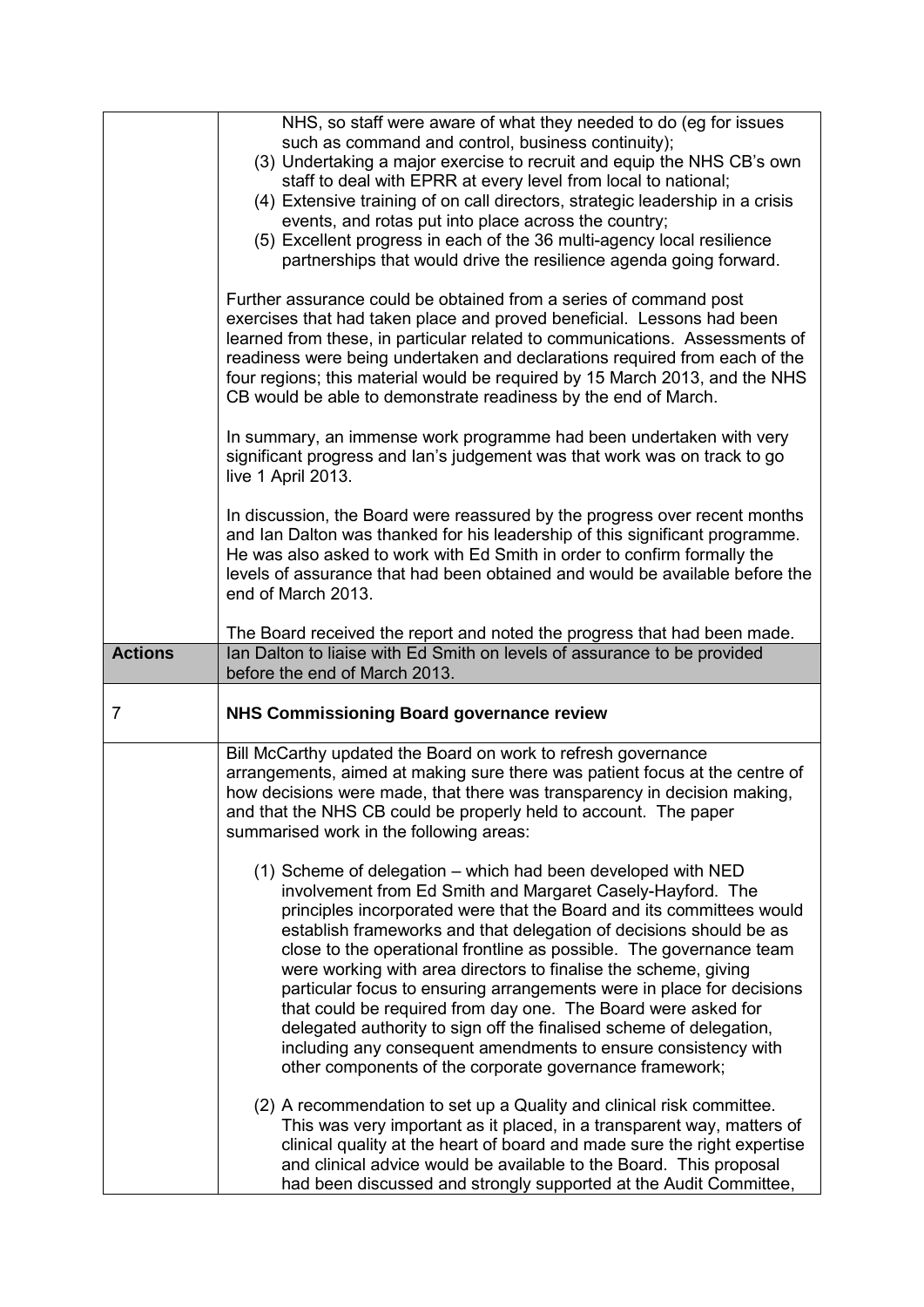NHS, so staff were aware of what they needed to do (eg for issues such as command and control, business continuity);

(3) Undertaking a major exercise to recruit and equip the NHS CB's own staff to deal with EPRR at every level from local to national;

(4) Extensive training of on call directors, strategic leadership in a crisis events, and rotas put into place across the country;

(5) Excellent progress in each of the 36 multi-agency local resilience partnerships that would drive the resilience agenda going forward.

Further assurance could be obtained from a series of command post exercises that had taken place and proved beneficial. Lessons had been learned from these, in particular related to communications. Assessments of readiness were being undertaken and declarations required from each of the four regions; this material would be required by 15 March 2013, and the NHS CB would be able to demonstrate readiness by the end of March.

In summary, an immense work programme had been undertaken with very significant progress and Ian's judgement was that work was on track to go live 1 April 2013.

In discussion, the Board were reassured by the progress over recent months and Ian Dalton was thanked for his leadership of this significant programme. He was also asked to work with Ed Smith in order to confirm formally the levels of assurance that had been obtained and would be available before the end of March 2013.

The Board received the report and noted the progress that had been made.

| | |
|---|---|
| **Actions** | Ian Dalton to liaise with Ed Smith on levels of assurance to be provided before the end of March 2013. |

## 7 NHS Commissioning Board governance review

Bill McCarthy updated the Board on work to refresh governance arrangements, aimed at making sure there was patient focus at the centre of how decisions were made, that there was transparency in decision making, and that the NHS CB could be properly held to account. The paper summarised work in the following areas:

(1) Scheme of delegation – which had been developed with NED involvement from Ed Smith and Margaret Casely-Hayford. The principles incorporated were that the Board and its committees would establish frameworks and that delegation of decisions should be as close to the operational frontline as possible. The governance team were working with area directors to finalise the scheme, giving particular focus to ensuring arrangements were in place for decisions that could be required from day one. The Board were asked for delegated authority to sign off the finalised scheme of delegation, including any consequent amendments to ensure consistency with other components of the corporate governance framework;

(2) A recommendation to set up a Quality and clinical risk committee. This was very important as it placed, in a transparent way, matters of clinical quality at the heart of board and made sure the right expertise and clinical advice would be available to the Board. This proposal had been discussed and strongly supported at the Audit Committee,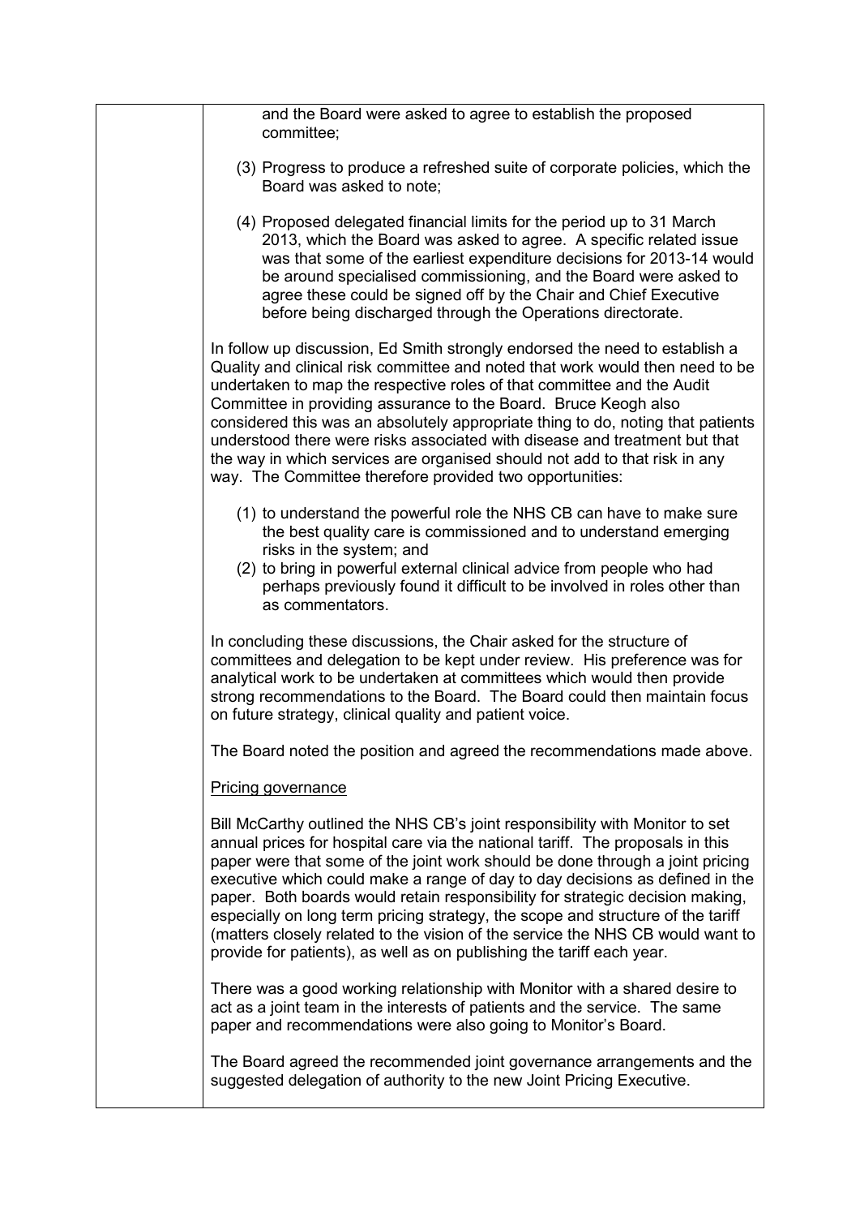and the Board were asked to agree to establish the proposed committee;

(3) Progress to produce a refreshed suite of corporate policies, which the Board was asked to note;

(4) Proposed delegated financial limits for the period up to 31 March 2013, which the Board was asked to agree. A specific related issue was that some of the earliest expenditure decisions for 2013-14 would be around specialised commissioning, and the Board were asked to agree these could be signed off by the Chair and Chief Executive before being discharged through the Operations directorate.

In follow up discussion, Ed Smith strongly endorsed the need to establish a Quality and clinical risk committee and noted that work would then need to be undertaken to map the respective roles of that committee and the Audit Committee in providing assurance to the Board. Bruce Keogh also considered this was an absolutely appropriate thing to do, noting that patients understood there were risks associated with disease and treatment but that the way in which services are organised should not add to that risk in any way. The Committee therefore provided two opportunities:

(1) to understand the powerful role the NHS CB can have to make sure the best quality care is commissioned and to understand emerging risks in the system; and
(2) to bring in powerful external clinical advice from people who had perhaps previously found it difficult to be involved in roles other than as commentators.

In concluding these discussions, the Chair asked for the structure of committees and delegation to be kept under review. His preference was for analytical work to be undertaken at committees which would then provide strong recommendations to the Board. The Board could then maintain focus on future strategy, clinical quality and patient voice.

The Board noted the position and agreed the recommendations made above.

Pricing governance

Bill McCarthy outlined the NHS CB's joint responsibility with Monitor to set annual prices for hospital care via the national tariff. The proposals in this paper were that some of the joint work should be done through a joint pricing executive which could make a range of day to day decisions as defined in the paper. Both boards would retain responsibility for strategic decision making, especially on long term pricing strategy, the scope and structure of the tariff (matters closely related to the vision of the service the NHS CB would want to provide for patients), as well as on publishing the tariff each year.

There was a good working relationship with Monitor with a shared desire to act as a joint team in the interests of patients and the service. The same paper and recommendations were also going to Monitor's Board.

The Board agreed the recommended joint governance arrangements and the suggested delegation of authority to the new Joint Pricing Executive.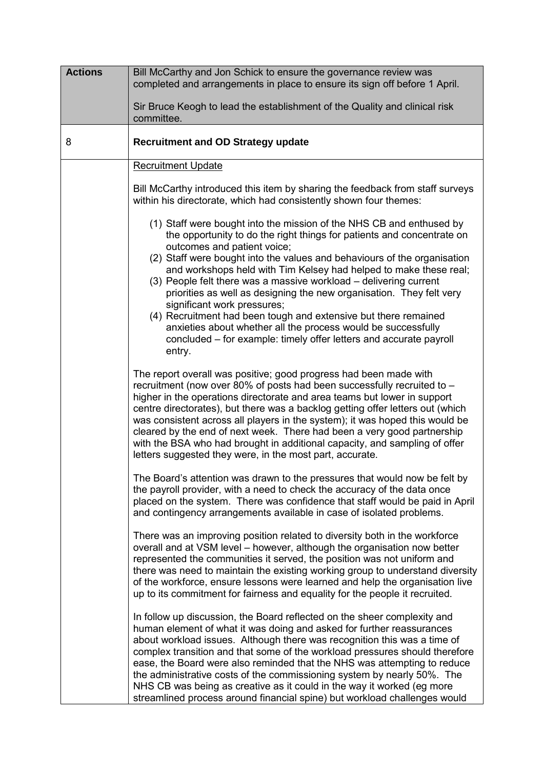| Actions | Bill McCarthy and Jon Schick to ensure the governance review was completed and arrangements in place to ensure its sign off before 1 April.<br><br>Sir Bruce Keogh to lead the establishment of the Quality and clinical risk committee. |
|---|---|
| 8 | **Recruitment and OD Strategy update** |

Recruitment Update

Bill McCarthy introduced this item by sharing the feedback from staff surveys within his directorate, which had consistently shown four themes:

(1) Staff were bought into the mission of the NHS CB and enthused by the opportunity to do the right things for patients and concentrate on outcomes and patient voice;
(2) Staff were bought into the values and behaviours of the organisation and workshops held with Tim Kelsey had helped to make these real;
(3) People felt there was a massive workload – delivering current priorities as well as designing the new organisation. They felt very significant work pressures;
(4) Recruitment had been tough and extensive but there remained anxieties about whether all the process would be successfully concluded – for example: timely offer letters and accurate payroll entry.

The report overall was positive; good progress had been made with recruitment (now over 80% of posts had been successfully recruited to – higher in the operations directorate and area teams but lower in support centre directorates), but there was a backlog getting offer letters out (which was consistent across all players in the system); it was hoped this would be cleared by the end of next week. There had been a very good partnership with the BSA who had brought in additional capacity, and sampling of offer letters suggested they were, in the most part, accurate.

The Board's attention was drawn to the pressures that would now be felt by the payroll provider, with a need to check the accuracy of the data once placed on the system. There was confidence that staff would be paid in April and contingency arrangements available in case of isolated problems.

There was an improving position related to diversity both in the workforce overall and at VSM level – however, although the organisation now better represented the communities it served, the position was not uniform and there was need to maintain the existing working group to understand diversity of the workforce, ensure lessons were learned and help the organisation live up to its commitment for fairness and equality for the people it recruited.

In follow up discussion, the Board reflected on the sheer complexity and human element of what it was doing and asked for further reassurances about workload issues. Although there was recognition this was a time of complex transition and that some of the workload pressures should therefore ease, the Board were also reminded that the NHS was attempting to reduce the administrative costs of the commissioning system by nearly 50%. The NHS CB was being as creative as it could in the way it worked (eg more streamlined process around financial spine) but workload challenges would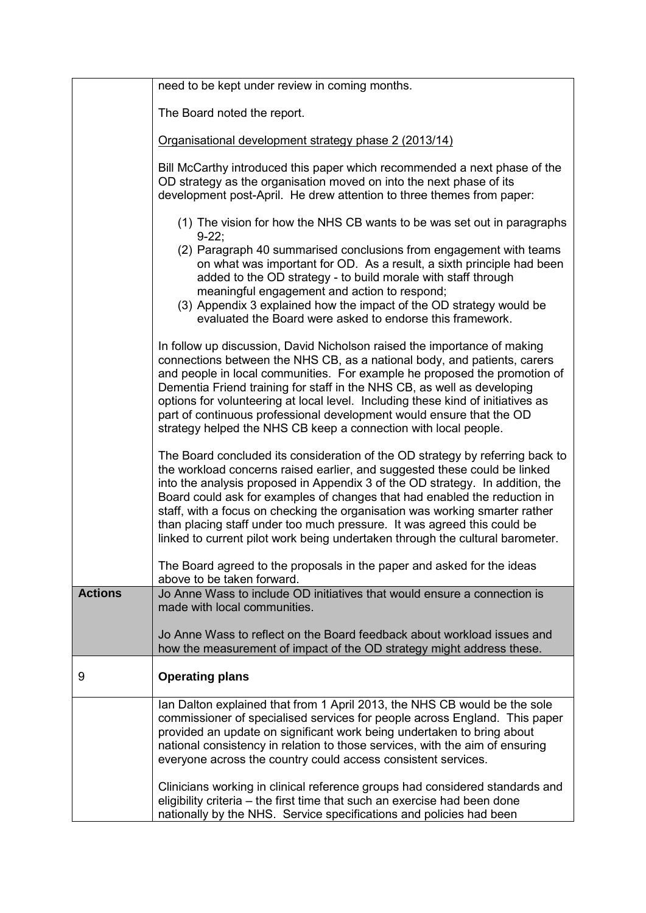| | |
|---|---|
| | need to be kept under review in coming months.<br><br>The Board noted the report.<br><br><u>Organisational development strategy phase 2 (2013/14)</u><br><br>Bill McCarthy introduced this paper which recommended a next phase of the OD strategy as the organisation moved on into the next phase of its development post-April. He drew attention to three themes from paper:<br><br>(1) The vision for how the NHS CB wants to be was set out in paragraphs 9-22;<br>(2) Paragraph 40 summarised conclusions from engagement with teams on what was important for OD. As a result, a sixth principle had been added to the OD strategy - to build morale with staff through meaningful engagement and action to respond;<br>(3) Appendix 3 explained how the impact of the OD strategy would be evaluated the Board were asked to endorse this framework.<br><br>In follow up discussion, David Nicholson raised the importance of making connections between the NHS CB, as a national body, and patients, carers and people in local communities. For example he proposed the promotion of Dementia Friend training for staff in the NHS CB, as well as developing options for volunteering at local level. Including these kind of initiatives as part of continuous professional development would ensure that the OD strategy helped the NHS CB keep a connection with local people.<br><br>The Board concluded its consideration of the OD strategy by referring back to the workload concerns raised earlier, and suggested these could be linked into the analysis proposed in Appendix 3 of the OD strategy. In addition, the Board could ask for examples of changes that had enabled the reduction in staff, with a focus on checking the organisation was working smarter rather than placing staff under too much pressure. It was agreed this could be linked to current pilot work being undertaken through the cultural barometer.<br><br>The Board agreed to the proposals in the paper and asked for the ideas above to be taken forward. |
| **Actions** | Jo Anne Wass to include OD initiatives that would ensure a connection is made with local communities.<br><br>Jo Anne Wass to reflect on the Board feedback about workload issues and how the measurement of impact of the OD strategy might address these. |
| 9 | **Operating plans** |
| | Ian Dalton explained that from 1 April 2013, the NHS CB would be the sole commissioner of specialised services for people across England. This paper provided an update on significant work being undertaken to bring about national consistency in relation to those services, with the aim of ensuring everyone across the country could access consistent services.<br><br>Clinicians working in clinical reference groups had considered standards and eligibility criteria – the first time that such an exercise had been done nationally by the NHS. Service specifications and policies had been |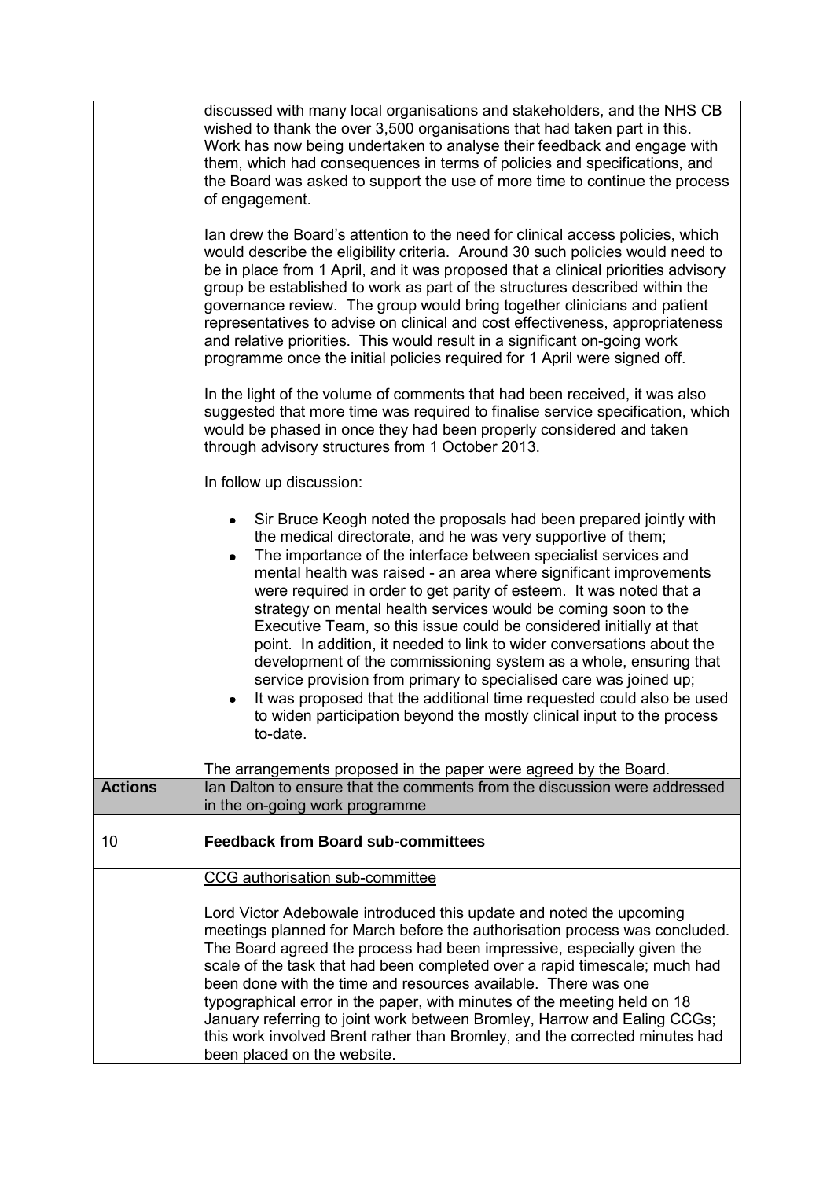| | |
|---|---|
| | discussed with many local organisations and stakeholders, and the NHS CB wished to thank the over 3,500 organisations that had taken part in this. Work has now being undertaken to analyse their feedback and engage with them, which had consequences in terms of policies and specifications, and the Board was asked to support the use of more time to continue the process of engagement.<br><br>Ian drew the Board's attention to the need for clinical access policies, which would describe the eligibility criteria. Around 30 such policies would need to be in place from 1 April, and it was proposed that a clinical priorities advisory group be established to work as part of the structures described within the governance review. The group would bring together clinicians and patient representatives to advise on clinical and cost effectiveness, appropriateness and relative priorities. This would result in a significant on-going work programme once the initial policies required for 1 April were signed off.<br><br>In the light of the volume of comments that had been received, it was also suggested that more time was required to finalise service specification, which would be phased in once they had been properly considered and taken through advisory structures from 1 October 2013.<br><br>In follow up discussion:<br><br>• Sir Bruce Keogh noted the proposals had been prepared jointly with the medical directorate, and he was very supportive of them;<br>• The importance of the interface between specialist services and mental health was raised - an area where significant improvements were required in order to get parity of esteem. It was noted that a strategy on mental health services would be coming soon to the Executive Team, so this issue could be considered initially at that point. In addition, it needed to link to wider conversations about the development of the commissioning system as a whole, ensuring that service provision from primary to specialised care was joined up;<br>• It was proposed that the additional time requested could also be used to widen participation beyond the mostly clinical input to the process to-date.<br><br>The arrangements proposed in the paper were agreed by the Board. |
| **Actions** | Ian Dalton to ensure that the comments from the discussion were addressed in the on-going work programme |
| 10 | **Feedback from Board sub-committees** |
| | CCG authorisation sub-committee<br><br>Lord Victor Adebowale introduced this update and noted the upcoming meetings planned for March before the authorisation process was concluded. The Board agreed the process had been impressive, especially given the scale of the task that had been completed over a rapid timescale; much had been done with the time and resources available. There was one typographical error in the paper, with minutes of the meeting held on 18 January referring to joint work between Bromley, Harrow and Ealing CCGs; this work involved Brent rather than Bromley, and the corrected minutes had been placed on the website. |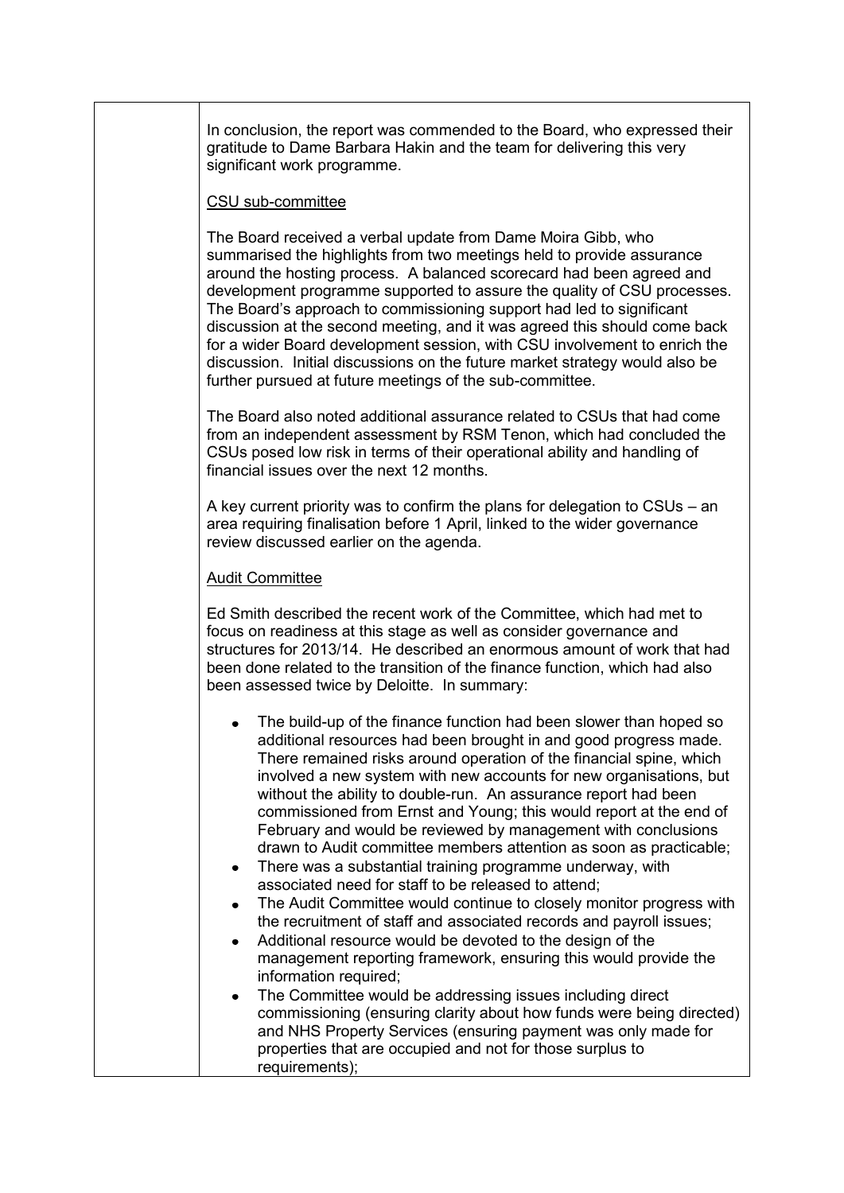In conclusion, the report was commended to the Board, who expressed their gratitude to Dame Barbara Hakin and the team for delivering this very significant work programme.

<u>CSU sub-committee</u>

The Board received a verbal update from Dame Moira Gibb, who summarised the highlights from two meetings held to provide assurance around the hosting process. A balanced scorecard had been agreed and development programme supported to assure the quality of CSU processes. The Board's approach to commissioning support had led to significant discussion at the second meeting, and it was agreed this should come back for a wider Board development session, with CSU involvement to enrich the discussion. Initial discussions on the future market strategy would also be further pursued at future meetings of the sub-committee.

The Board also noted additional assurance related to CSUs that had come from an independent assessment by RSM Tenon, which had concluded the CSUs posed low risk in terms of their operational ability and handling of financial issues over the next 12 months.

A key current priority was to confirm the plans for delegation to CSUs – an area requiring finalisation before 1 April, linked to the wider governance review discussed earlier on the agenda.

<u>Audit Committee</u>

Ed Smith described the recent work of the Committee, which had met to focus on readiness at this stage as well as consider governance and structures for 2013/14. He described an enormous amount of work that had been done related to the transition of the finance function, which had also been assessed twice by Deloitte. In summary:

- The build-up of the finance function had been slower than hoped so additional resources had been brought in and good progress made. There remained risks around operation of the financial spine, which involved a new system with new accounts for new organisations, but without the ability to double-run. An assurance report had been commissioned from Ernst and Young; this would report at the end of February and would be reviewed by management with conclusions drawn to Audit committee members attention as soon as practicable;
- There was a substantial training programme underway, with associated need for staff to be released to attend;
- The Audit Committee would continue to closely monitor progress with the recruitment of staff and associated records and payroll issues;
- Additional resource would be devoted to the design of the management reporting framework, ensuring this would provide the information required;
- The Committee would be addressing issues including direct commissioning (ensuring clarity about how funds were being directed) and NHS Property Services (ensuring payment was only made for properties that are occupied and not for those surplus to requirements);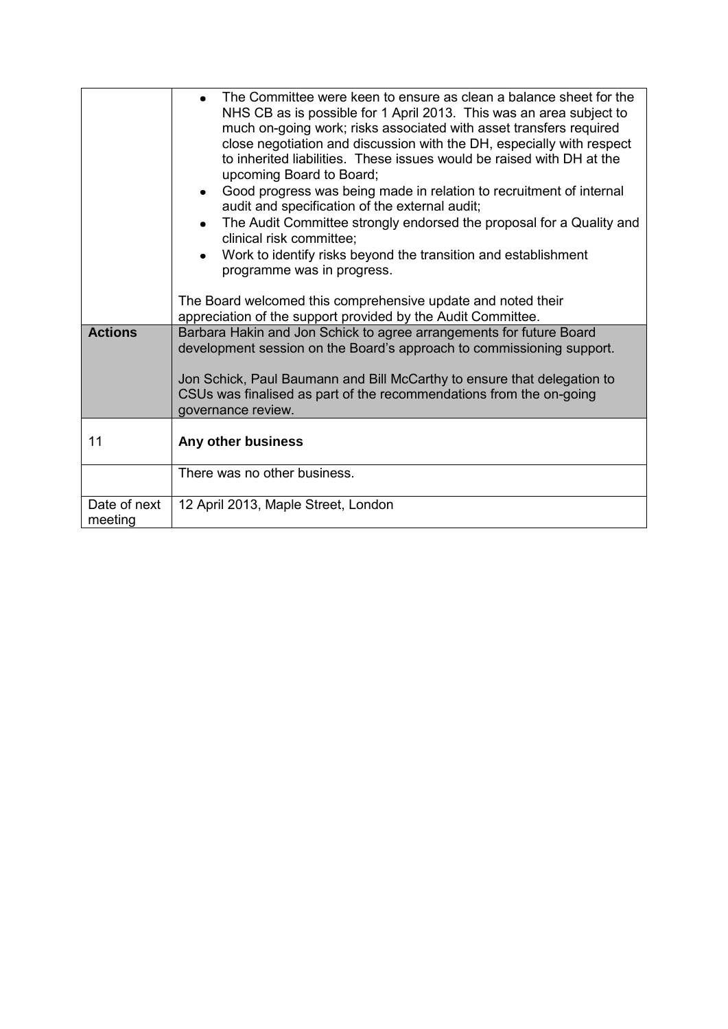| | |
|---|---|
| | <ul><li>The Committee were keen to ensure as clean a balance sheet for the NHS CB as is possible for 1 April 2013. This was an area subject to much on-going work; risks associated with asset transfers required close negotiation and discussion with the DH, especially with respect to inherited liabilities. These issues would be raised with DH at the upcoming Board to Board;</li><li>Good progress was being made in relation to recruitment of internal audit and specification of the external audit;</li><li>The Audit Committee strongly endorsed the proposal for a Quality and clinical risk committee;</li><li>Work to identify risks beyond the transition and establishment programme was in progress.</li></ul>The Board welcomed this comprehensive update and noted their appreciation of the support provided by the Audit Committee. |
| **Actions** | Barbara Hakin and Jon Schick to agree arrangements for future Board development session on the Board's approach to commissioning support.<br><br>Jon Schick, Paul Baumann and Bill McCarthy to ensure that delegation to CSUs was finalised as part of the recommendations from the on-going governance review. |
| 11 | **Any other business** |
| | There was no other business. |
| Date of next meeting | 12 April 2013, Maple Street, London |